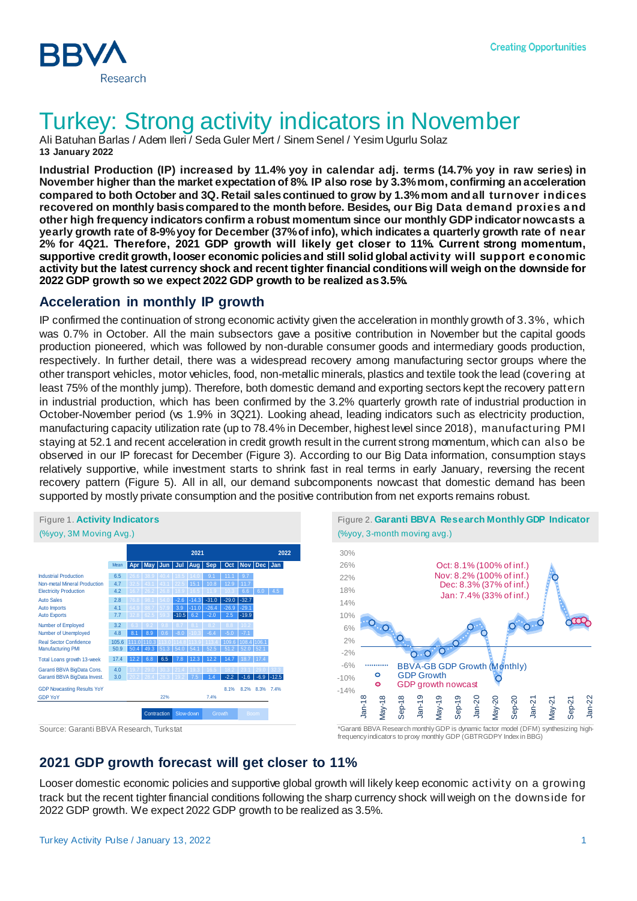# Turkey: Strong activity indicators in November

Ali Batuhan Barlas / Adem Ileri / Seda Guler Mert / Sinem Senel / Yesim Ugurlu Solaz

**13 January 2022**

**Industrial Production (IP) increased by 11.4% yoy in calendar adj. terms (14.7% yoy in raw series) in November higher than the market expectation of 8%. IP also rose by 3.3% mom, confirming an acceleration compared to both October and 3Q. Retail sales continued to grow by 1.3% mom and all turnover indices recovered on monthly basis compared to the month before. Besides, our Big Data demand proxies and other high frequency indicators confirm a robust momentum since our monthly GDP indicator nowcasts a yearly growth rate of 8-9% yoy for December (37% of info), which indicates a quarterly growth rate of near 2% for 4Q21. Therefore, 2021 GDP growth will likely get closer to 11%. Current strong momentum, supportive credit growth, looser economic policies and still solid global activity will support economic activity but the latest currency shock and recent tighter financial conditions will weigh on the downside for 2022 GDP growth so we expect 2022 GDP growth to be realized as 3.5%.**

## Acceleration in monthly IP growth

IP confirmed the continuation of strong economic activity given the acceleration in monthly growth of 3.3%, which was 0.7% in October. All the main subsectors gave a positive contribution in November but the capital goods production pioneered, which was followed by non-durable consumer goods and intermediary goods production, respectively. In further detail, there was a widespread recovery among manufacturing sector groups where the other transport vehicles, motor vehicles, food, non-metallic minerals, plastics and textile took the lead (covering at least 75% of the monthly jump). Therefore, both domestic demand and exporting sectors kept the recovery pattern in industrial production, which has been confirmed by the 3.2% quarterly growth rate of industrial production in October-November period (vs 1.9% in 3Q21). Looking ahead, leading indicators such as electricity production, manufacturing capacity utilization rate (up to 78.4% in December, highest level since 2018), manufacturing PMI staying at 52.1 and recent acceleration in credit growth result in the current strong momentum, which can also be observed in our IP forecast for December (Figure 3). According to our Big Data information, consumption stays relatively supportive, while investment starts to shrink fast in real terms in early January, reversing the recent recovery pattern (Figure 5). All in all, our demand subcomponents nowcast that domestic demand has been supported by mostly private consumption and the positive contribution from net exports remains robust.

Figure 1. **Activity Indicators**
(%yoy, 3M Moving Avg.)

| | Mean | 2021 Apr | May | Jun | Jul | Aug | Sep | Oct | Nov | Dec | 2022 Jan |
|---|---|---|---|---|---|---|---|---|---|---|---|
| Industrial Production | 6.5 | 26.6 | 38.9 | 40.4 | 18.5 | 14.0 | 9.1 | 11.1 | 9.7 | | |
| Non-metal Mineral Production | 4.7 | 32.5 | 43.1 | 43.1 | 22.5 | 15.1 | 10.8 | 12.9 | 11.7 | | |
| Electricity Production | 4.2 | 16.7 | 26.2 | 26.8 | 18.9 | 16.5 | 11.9 | 10.3 | 6.6 | 6.0 | 4.5 |
| Auto Sales | 2.8 | 76.8 | 98.1 | 54.0 | -2.6 | -14.3 | -31.0 | -29.0 | -32.7 | | |
| Auto Imports | 4.1 | 64.9 | 98.7 | 57.9 | 3.9 | -11.0 | -26.4 | -26.9 | -29.1 | | |
| Auto Exports | 7.7 | 32.8 | 62.5 | 59.5 | -10.5 | 6.2 | -2.0 | 2.5 | -19.9 | | |
| Number of Employed | 3.2 | 6.3 | 9.2 | 9.8 | 8.7 | 8.1 | 9.2 | 8.8 | 10.2 | | |
| Number of Unemployed | 4.8 | 8.1 | 8.9 | 0.6 | -8.0 | -10.3 | -6.4 | -5.0 | -7.1 | | |
| Real Sector Confidence | 105.6 | 111.0 | 110.3 | 113.0 | 114.8 | 113.9 | 113.4 | 109.6 | 108.4 | 106.1 | |
| Manufacturing PMI | 50.9 | 50.4 | 49.3 | 51.3 | 54.0 | 54.1 | 52.5 | 51.2 | 52.0 | 52.1 | |
| Total Loans growth 13-week | 17.4 | 12.2 | 6.8 | 6.5 | 7.8 | 12.3 | 12.2 | 14.7 | 18.7 | 17.4 | |
| Garanti BBVA BigData Cons. | 4.0 | 19.7 | 29.0 | 30.3 | 21.4 | 19.3 | 16.5 | 18.2 | 23.1 | 29.0 | 32.3 |
| Garanti BBVA BigData Invest. | 3.0 | 20.2 | 28.4 | 28.3 | 19.2 | 7.5 | 1.4 | -2.2 | -1.6 | -6.9 | -12.5 |
| GDP Nowcasting Results YoY | | | | | | | | 8.1% | 8.2% | 8.3% | 7.4% |
| GDP YoY | | | | 22% | | | 7.4% | | | | |

Legend: Contraction / Slow-down / Growth / Boom

Source: Garanti BBVA Research, Turkstat

Figure 2. **Garanti BBVA Research Monthly GDP Indicator**
(%yoy, 3-month moving avg.)

*Garanti BBVA Research monthly GDP is dynamic factor model (DFM) synthesizing high-frequency indicators to proxy monthly GDP (GBTRGDPY Index in BBG)

## 2021 GDP growth forecast will get closer to 11%

Looser domestic economic policies and supportive global growth will likely keep economic activity on a growing track but the recent tighter financial conditions following the sharp currency shock will weigh on the downside for 2022 GDP growth. We expect 2022 GDP growth to be realized as 3.5%.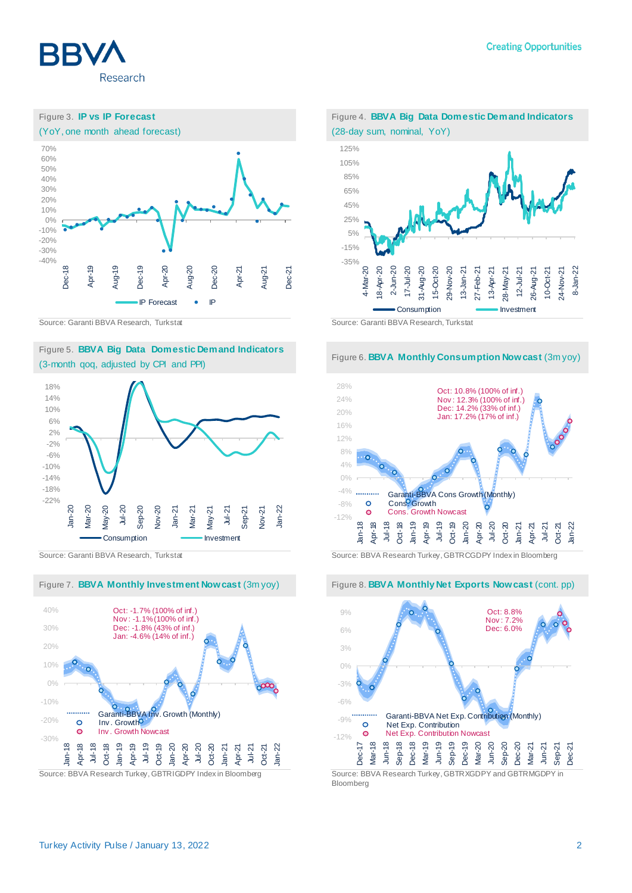Figure 3. **IP vs IP Forecast**
(YoY, one month ahead forecast)

Source: Garanti BBVA Research, Turkstat

Figure 4. **BBVA Big Data Domestic Demand Indicators**
(28-day sum, nominal, YoY)

Source: Garanti BBVA Research, Turkstat

Figure 5. **BBVA Big Data Domestic Demand Indicators**
(3-month qoq, adjusted by CPI and PPI)

Source: Garanti BBVA Research, Turkstat

Figure 6. **BBVA Monthly Consumption Nowcast** (3m yoy)

Oct: 10.8% (100% of inf.)
Nov: 12.3% (100% of inf.)
Dec: 14.2% (33% of inf.)
Jan: 17.2% (17% of inf.)

Source: BBVA Research Turkey, GBTRCGDPY Index in Bloomberg

Figure 7. **BBVA Monthly Investment Nowcast** (3m yoy)

Oct: -1.7% (100% of inf.)
Nov: -1.1% (100% of inf.)
Dec: -1.8% (43% of inf.)
Jan: -4.6% (14% of inf.)

Source: BBVA Research Turkey, GBTRIGDPY Index in Bloomberg

Figure 8. **BBVA Monthly Net Exports Nowcast** (cont. pp)

Oct: 8.8%
Nov: 7.2%
Dec: 6.0%

Source: BBVA Research Turkey, GBTRXGDPY and GBTRMGDPY in Bloomberg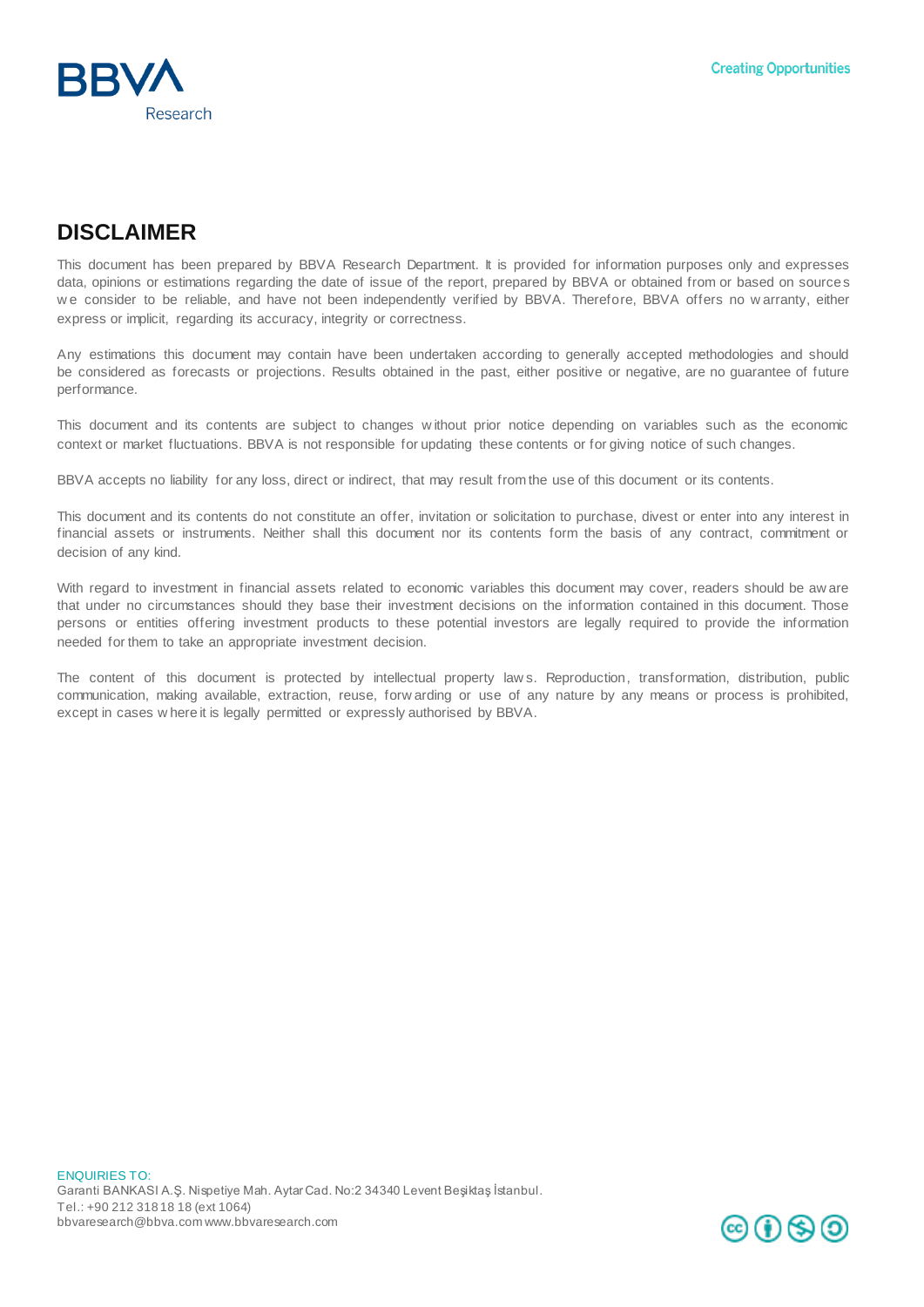# DISCLAIMER

This document has been prepared by BBVA Research Department. It is provided for information purposes only and expresses data, opinions or estimations regarding the date of issue of the report, prepared by BBVA or obtained from or based on sources we consider to be reliable, and have not been independently verified by BBVA. Therefore, BBVA offers no warranty, either express or implicit, regarding its accuracy, integrity or correctness.

Any estimations this document may contain have been undertaken according to generally accepted methodologies and should be considered as forecasts or projections. Results obtained in the past, either positive or negative, are no guarantee of future performance.

This document and its contents are subject to changes without prior notice depending on variables such as the economic context or market fluctuations. BBVA is not responsible for updating these contents or for giving notice of such changes.

BBVA accepts no liability for any loss, direct or indirect, that may result from the use of this document or its contents.

This document and its contents do not constitute an offer, invitation or solicitation to purchase, divest or enter into any interest in financial assets or instruments. Neither shall this document nor its contents form the basis of any contract, commitment or decision of any kind.

With regard to investment in financial assets related to economic variables this document may cover, readers should be aware that under no circumstances should they base their investment decisions on the information contained in this document. Those persons or entities offering investment products to these potential investors are legally required to provide the information needed for them to take an appropriate investment decision.

The content of this document is protected by intellectual property laws. Reproduction, transformation, distribution, public communication, making available, extraction, reuse, forwarding or use of any nature by any means or process is prohibited, except in cases where it is legally permitted or expressly authorised by BBVA.

ENQUIRIES TO:
Garanti BANKASI A.Ş. Nispetiye Mah. Aytar Cad. No:2 34340 Levent Beşiktaş İstanbul.
Tel.: +90 212 318 18 18 (ext 1064)
bbvaresearch@bbva.com www.bbvaresearch.com